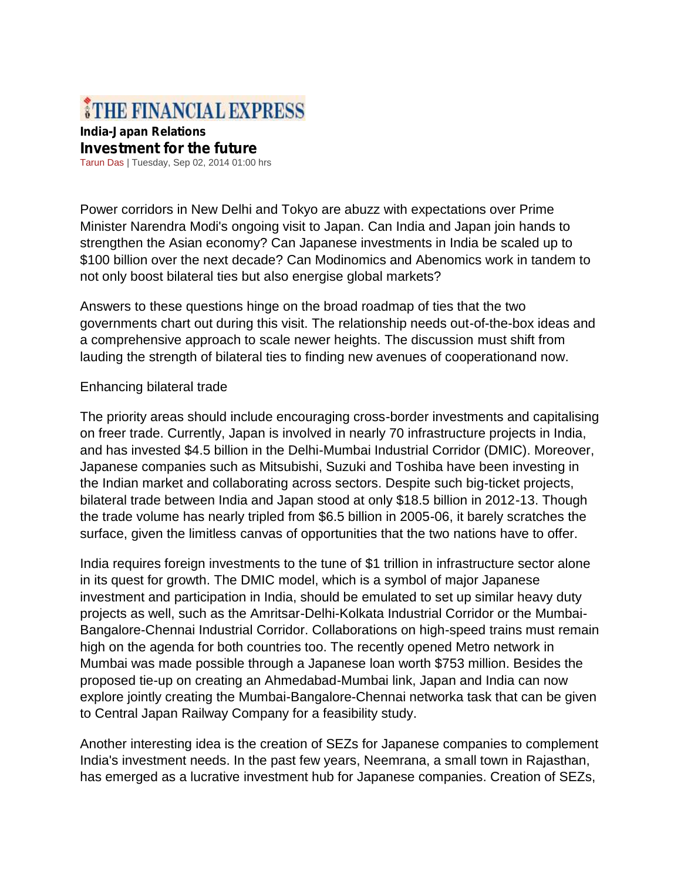# THE FINANCIAL EXPRESS

**India-Japan Relations**

## Investment for the future

Tarun Das | Tuesday, Sep 02, 2014 01:00 hrs

Power corridors in New Delhi and Tokyo are abuzz with expectations over Prime Minister Narendra Modi's ongoing visit to Japan. Can India and Japan join hands to strengthen the Asian economy? Can Japanese investments in India be scaled up to $100 billion over the next decade? Can Modinomics and Abenomics work in tandem to not only boost bilateral ties but also energise global markets?

Answers to these questions hinge on the broad roadmap of ties that the two governments chart out during this visit. The relationship needs out-of-the-box ideas and a comprehensive approach to scale newer heights. The discussion must shift from lauding the strength of bilateral ties to finding new avenues of cooperationand now.

### Enhancing bilateral trade

The priority areas should include encouraging cross-border investments and capitalising on freer trade. Currently, Japan is involved in nearly 70 infrastructure projects in India, and has invested $4.5 billion in the Delhi-Mumbai Industrial Corridor (DMIC). Moreover, Japanese companies such as Mitsubishi, Suzuki and Toshiba have been investing in the Indian market and collaborating across sectors. Despite such big-ticket projects, bilateral trade between India and Japan stood at only $18.5 billion in 2012-13. Though the trade volume has nearly tripled from $6.5 billion in 2005-06, it barely scratches the surface, given the limitless canvas of opportunities that the two nations have to offer.

India requires foreign investments to the tune of $1 trillion in infrastructure sector alone in its quest for growth. The DMIC model, which is a symbol of major Japanese investment and participation in India, should be emulated to set up similar heavy duty projects as well, such as the Amritsar-Delhi-Kolkata Industrial Corridor or the Mumbai-Bangalore-Chennai Industrial Corridor. Collaborations on high-speed trains must remain high on the agenda for both countries too. The recently opened Metro network in Mumbai was made possible through a Japanese loan worth $753 million. Besides the proposed tie-up on creating an Ahmedabad-Mumbai link, Japan and India can now explore jointly creating the Mumbai-Bangalore-Chennai networka task that can be given to Central Japan Railway Company for a feasibility study.

Another interesting idea is the creation of SEZs for Japanese companies to complement India's investment needs. In the past few years, Neemrana, a small town in Rajasthan, has emerged as a lucrative investment hub for Japanese companies. Creation of SEZs,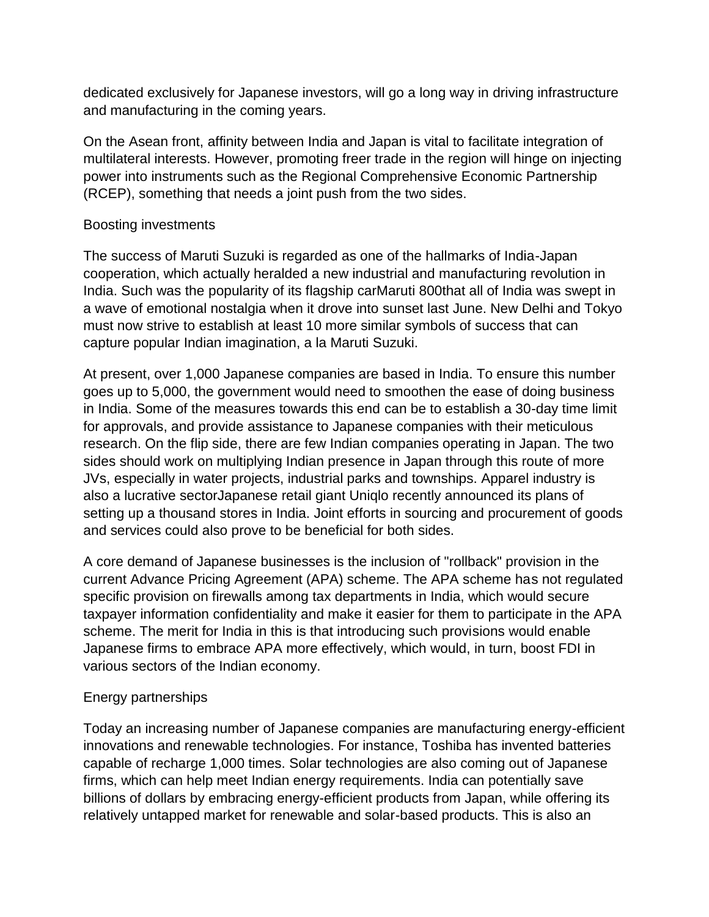dedicated exclusively for Japanese investors, will go a long way in driving infrastructure and manufacturing in the coming years.

On the Asean front, affinity between India and Japan is vital to facilitate integration of multilateral interests. However, promoting freer trade in the region will hinge on injecting power into instruments such as the Regional Comprehensive Economic Partnership (RCEP), something that needs a joint push from the two sides.

## Boosting investments

The success of Maruti Suzuki is regarded as one of the hallmarks of India-Japan cooperation, which actually heralded a new industrial and manufacturing revolution in India. Such was the popularity of its flagship carMaruti 800that all of India was swept in a wave of emotional nostalgia when it drove into sunset last June. New Delhi and Tokyo must now strive to establish at least 10 more similar symbols of success that can capture popular Indian imagination, a la Maruti Suzuki.

At present, over 1,000 Japanese companies are based in India. To ensure this number goes up to 5,000, the government would need to smoothen the ease of doing business in India. Some of the measures towards this end can be to establish a 30-day time limit for approvals, and provide assistance to Japanese companies with their meticulous research. On the flip side, there are few Indian companies operating in Japan. The two sides should work on multiplying Indian presence in Japan through this route of more JVs, especially in water projects, industrial parks and townships. Apparel industry is also a lucrative sectorJapanese retail giant Uniqlo recently announced its plans of setting up a thousand stores in India. Joint efforts in sourcing and procurement of goods and services could also prove to be beneficial for both sides.

A core demand of Japanese businesses is the inclusion of "rollback" provision in the current Advance Pricing Agreement (APA) scheme. The APA scheme has not regulated specific provision on firewalls among tax departments in India, which would secure taxpayer information confidentiality and make it easier for them to participate in the APA scheme. The merit for India in this is that introducing such provisions would enable Japanese firms to embrace APA more effectively, which would, in turn, boost FDI in various sectors of the Indian economy.

## Energy partnerships

Today an increasing number of Japanese companies are manufacturing energy-efficient innovations and renewable technologies. For instance, Toshiba has invented batteries capable of recharge 1,000 times. Solar technologies are also coming out of Japanese firms, which can help meet Indian energy requirements. India can potentially save billions of dollars by embracing energy-efficient products from Japan, while offering its relatively untapped market for renewable and solar-based products. This is also an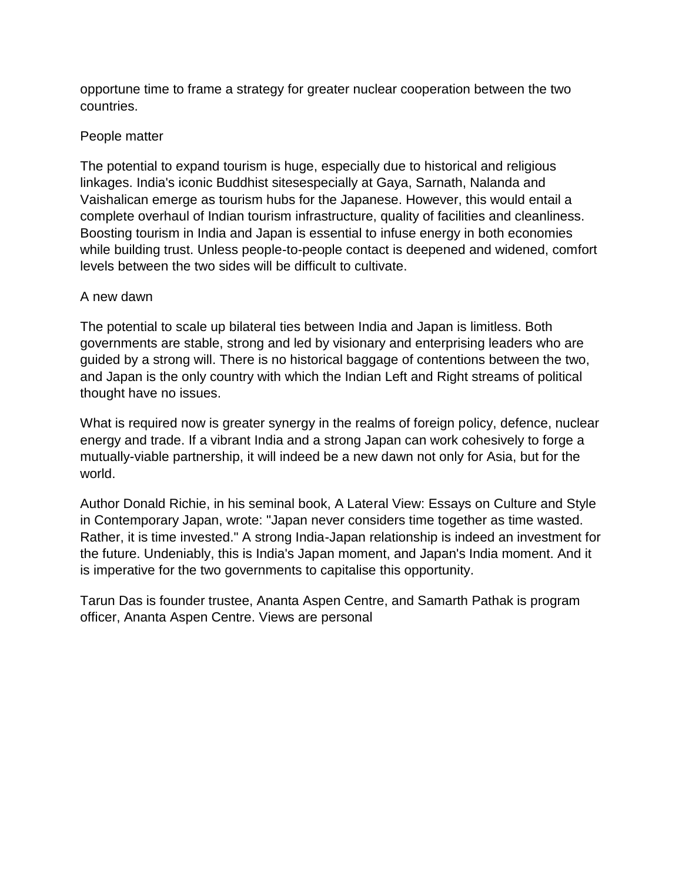opportune time to frame a strategy for greater nuclear cooperation between the two countries.

## People matter

The potential to expand tourism is huge, especially due to historical and religious linkages. India's iconic Buddhist sitesespecially at Gaya, Sarnath, Nalanda and Vaishalican emerge as tourism hubs for the Japanese. However, this would entail a complete overhaul of Indian tourism infrastructure, quality of facilities and cleanliness. Boosting tourism in India and Japan is essential to infuse energy in both economies while building trust. Unless people-to-people contact is deepened and widened, comfort levels between the two sides will be difficult to cultivate.

## A new dawn

The potential to scale up bilateral ties between India and Japan is limitless. Both governments are stable, strong and led by visionary and enterprising leaders who are guided by a strong will. There is no historical baggage of contentions between the two, and Japan is the only country with which the Indian Left and Right streams of political thought have no issues.

What is required now is greater synergy in the realms of foreign policy, defence, nuclear energy and trade. If a vibrant India and a strong Japan can work cohesively to forge a mutually-viable partnership, it will indeed be a new dawn not only for Asia, but for the world.

Author Donald Richie, in his seminal book, A Lateral View: Essays on Culture and Style in Contemporary Japan, wrote: "Japan never considers time together as time wasted. Rather, it is time invested." A strong India-Japan relationship is indeed an investment for the future. Undeniably, this is India's Japan moment, and Japan's India moment. And it is imperative for the two governments to capitalise this opportunity.

Tarun Das is founder trustee, Ananta Aspen Centre, and Samarth Pathak is program officer, Ananta Aspen Centre. Views are personal